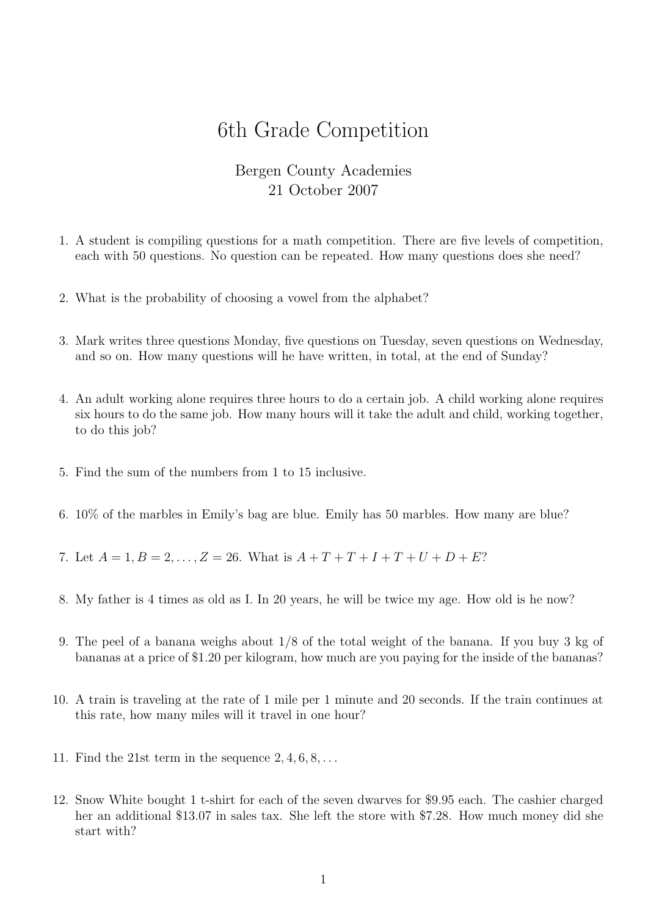# 6th Grade Competition

Bergen County Academies
21 October 2007

1. A student is compiling questions for a math competition. There are five levels of competition, each with 50 questions. No question can be repeated. How many questions does she need?

2. What is the probability of choosing a vowel from the alphabet?

3. Mark writes three questions Monday, five questions on Tuesday, seven questions on Wednesday, and so on. How many questions will he have written, in total, at the end of Sunday?

4. An adult working alone requires three hours to do a certain job. A child working alone requires six hours to do the same job. How many hours will it take the adult and child, working together, to do this job?

5. Find the sum of the numbers from 1 to 15 inclusive.

6. 10% of the marbles in Emily's bag are blue. Emily has 50 marbles. How many are blue?

7. Let $A = 1, B = 2, \ldots, Z = 26$. What is $A + T + T + I + T + U + D + E$?

8. My father is 4 times as old as I. In 20 years, he will be twice my age. How old is he now?

9. The peel of a banana weighs about 1/8 of the total weight of the banana. If you buy 3 kg of bananas at a price of \$1.20 per kilogram, how much are you paying for the inside of the bananas?

10. A train is traveling at the rate of 1 mile per 1 minute and 20 seconds. If the train continues at this rate, how many miles will it travel in one hour?

11. Find the 21st term in the sequence $2, 4, 6, 8, \ldots$

12. Snow White bought 1 t-shirt for each of the seven dwarves for \$9.95 each. The cashier charged her an additional \$13.07 in sales tax. She left the store with \$7.28. How much money did she start with?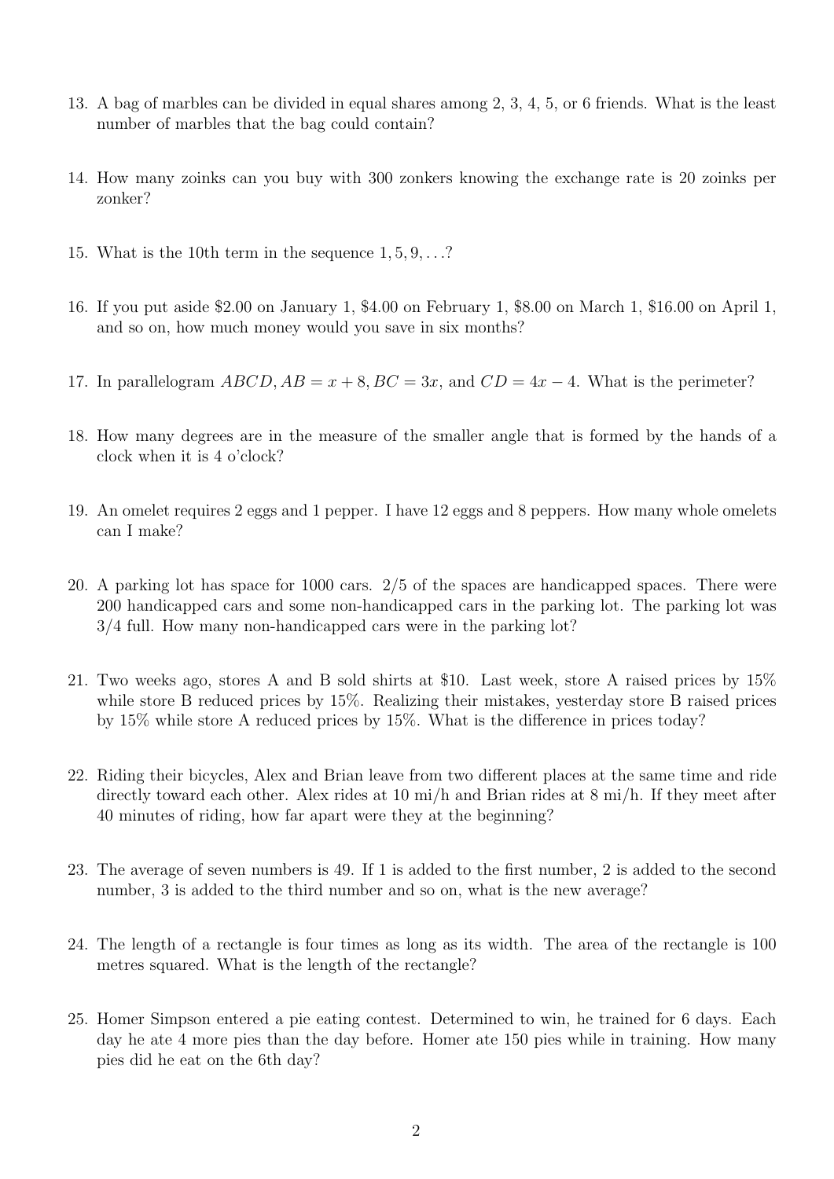13. A bag of marbles can be divided in equal shares among 2, 3, 4, 5, or 6 friends. What is the least number of marbles that the bag could contain?

14. How many zoinks can you buy with 300 zonkers knowing the exchange rate is 20 zoinks per zonker?

15. What is the 10th term in the sequence $1, 5, 9, \ldots$?

16. If you put aside \$2.00 on January 1, \$4.00 on February 1, \$8.00 on March 1, \$16.00 on April 1, and so on, how much money would you save in six months?

17. In parallelogram $ABCD$, $AB = x + 8$, $BC = 3x$, and $CD = 4x - 4$. What is the perimeter?

18. How many degrees are in the measure of the smaller angle that is formed by the hands of a clock when it is 4 o'clock?

19. An omelet requires 2 eggs and 1 pepper. I have 12 eggs and 8 peppers. How many whole omelets can I make?

20. A parking lot has space for 1000 cars. 2/5 of the spaces are handicapped spaces. There were 200 handicapped cars and some non-handicapped cars in the parking lot. The parking lot was 3/4 full. How many non-handicapped cars were in the parking lot?

21. Two weeks ago, stores A and B sold shirts at \$10. Last week, store A raised prices by 15% while store B reduced prices by 15%. Realizing their mistakes, yesterday store B raised prices by 15% while store A reduced prices by 15%. What is the difference in prices today?

22. Riding their bicycles, Alex and Brian leave from two different places at the same time and ride directly toward each other. Alex rides at 10 mi/h and Brian rides at 8 mi/h. If they meet after 40 minutes of riding, how far apart were they at the beginning?

23. The average of seven numbers is 49. If 1 is added to the first number, 2 is added to the second number, 3 is added to the third number and so on, what is the new average?

24. The length of a rectangle is four times as long as its width. The area of the rectangle is 100 metres squared. What is the length of the rectangle?

25. Homer Simpson entered a pie eating contest. Determined to win, he trained for 6 days. Each day he ate 4 more pies than the day before. Homer ate 150 pies while in training. How many pies did he eat on the 6th day?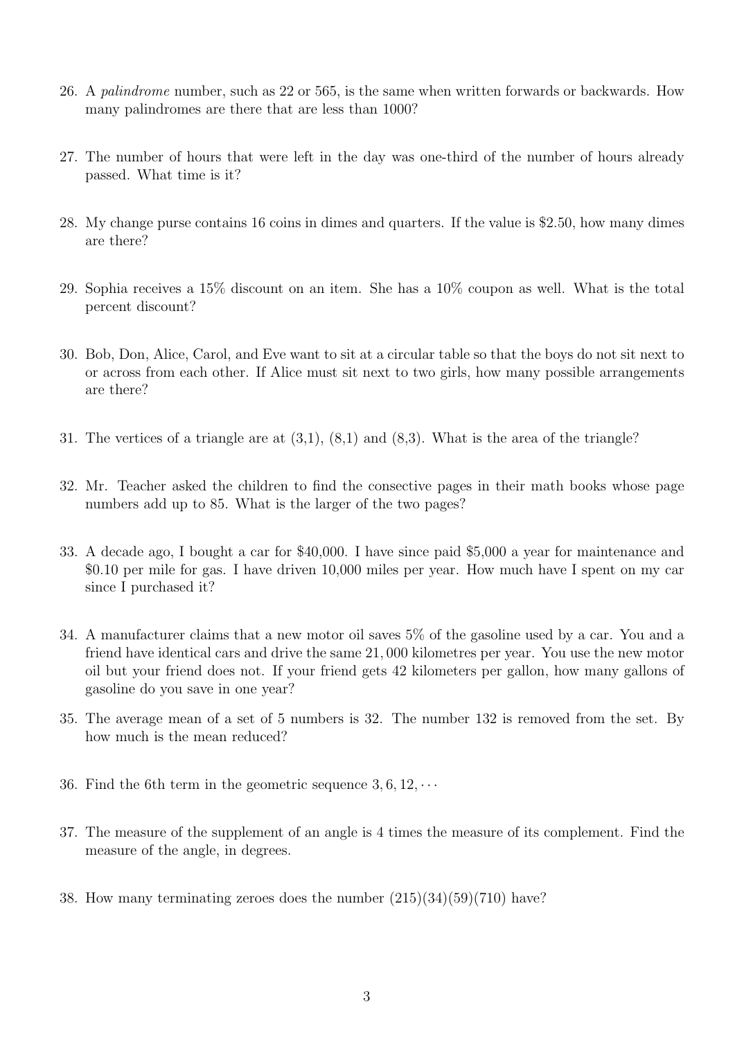26. A *palindrome* number, such as 22 or 565, is the same when written forwards or backwards. How many palindromes are there that are less than 1000?

27. The number of hours that were left in the day was one-third of the number of hours already passed. What time is it?

28. My change purse contains 16 coins in dimes and quarters. If the value is \$2.50, how many dimes are there?

29. Sophia receives a 15% discount on an item. She has a 10% coupon as well. What is the total percent discount?

30. Bob, Don, Alice, Carol, and Eve want to sit at a circular table so that the boys do not sit next to or across from each other. If Alice must sit next to two girls, how many possible arrangements are there?

31. The vertices of a triangle are at (3,1), (8,1) and (8,3). What is the area of the triangle?

32. Mr. Teacher asked the children to find the consective pages in their math books whose page numbers add up to 85. What is the larger of the two pages?

33. A decade ago, I bought a car for \$40,000. I have since paid \$5,000 a year for maintenance and \$0.10 per mile for gas. I have driven 10,000 miles per year. How much have I spent on my car since I purchased it?

34. A manufacturer claims that a new motor oil saves 5% of the gasoline used by a car. You and a friend have identical cars and drive the same 21,000 kilometres per year. You use the new motor oil but your friend does not. If your friend gets 42 kilometers per gallon, how many gallons of gasoline do you save in one year?

35. The average mean of a set of 5 numbers is 32. The number 132 is removed from the set. By how much is the mean reduced?

36. Find the 6th term in the geometric sequence $3, 6, 12, \cdots$

37. The measure of the supplement of an angle is 4 times the measure of its complement. Find the measure of the angle, in degrees.

38. How many terminating zeroes does the number (215)(34)(59)(710) have?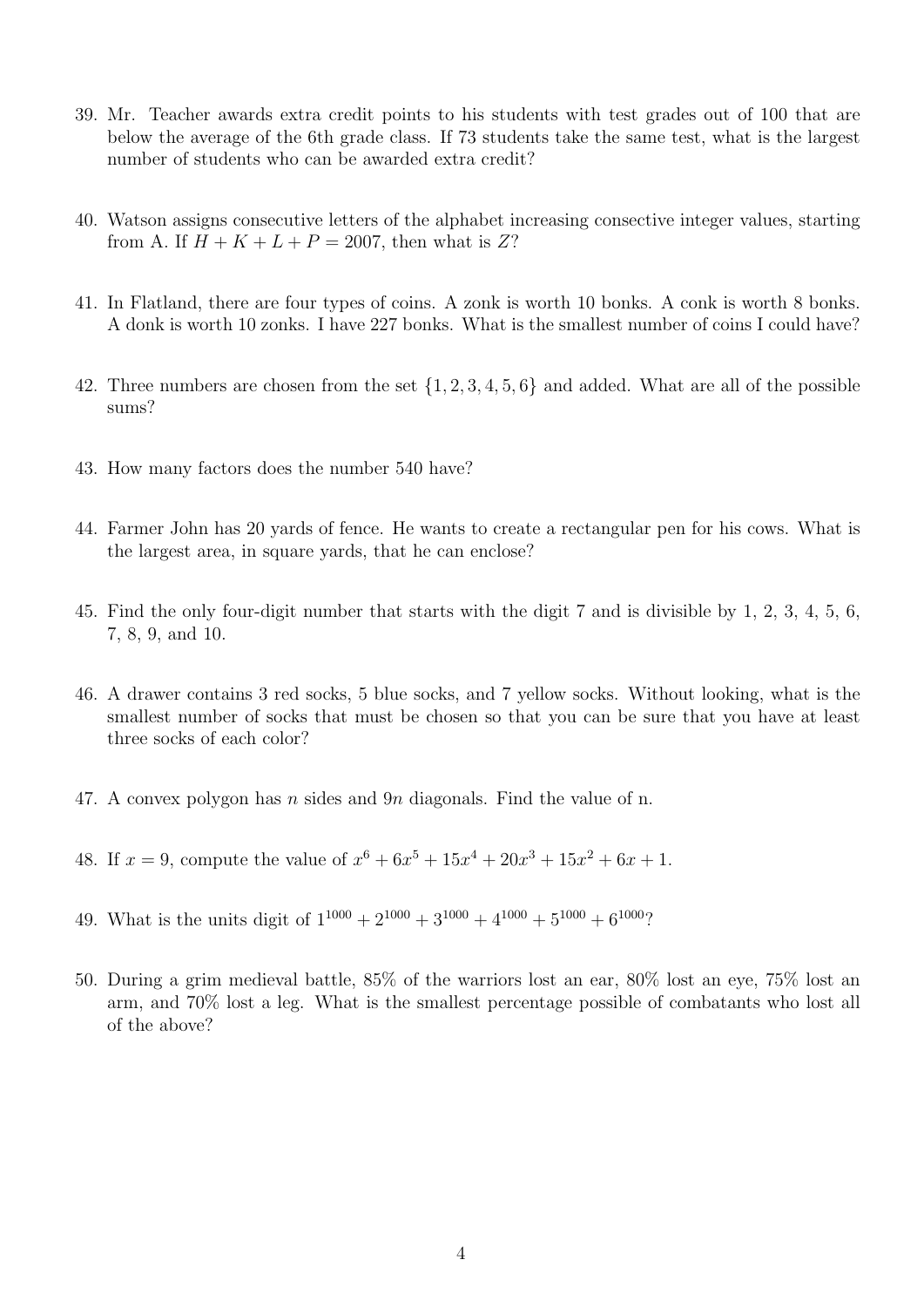39. Mr. Teacher awards extra credit points to his students with test grades out of 100 that are below the average of the 6th grade class. If 73 students take the same test, what is the largest number of students who can be awarded extra credit?

40. Watson assigns consecutive letters of the alphabet increasing consective integer values, starting from A. If $H + K + L + P = 2007$, then what is $Z$?

41. In Flatland, there are four types of coins. A zonk is worth 10 bonks. A conk is worth 8 bonks. A donk is worth 10 zonks. I have 227 bonks. What is the smallest number of coins I could have?

42. Three numbers are chosen from the set $\{1, 2, 3, 4, 5, 6\}$ and added. What are all of the possible sums?

43. How many factors does the number 540 have?

44. Farmer John has 20 yards of fence. He wants to create a rectangular pen for his cows. What is the largest area, in square yards, that he can enclose?

45. Find the only four-digit number that starts with the digit 7 and is divisible by 1, 2, 3, 4, 5, 6, 7, 8, 9, and 10.

46. A drawer contains 3 red socks, 5 blue socks, and 7 yellow socks. Without looking, what is the smallest number of socks that must be chosen so that you can be sure that you have at least three socks of each color?

47. A convex polygon has $n$ sides and $9n$ diagonals. Find the value of n.

48. If $x = 9$, compute the value of $x^6 + 6x^5 + 15x^4 + 20x^3 + 15x^2 + 6x + 1$.

49. What is the units digit of $1^{1000} + 2^{1000} + 3^{1000} + 4^{1000} + 5^{1000} + 6^{1000}$?

50. During a grim medieval battle, 85% of the warriors lost an ear, 80% lost an eye, 75% lost an arm, and 70% lost a leg. What is the smallest percentage possible of combatants who lost all of the above?